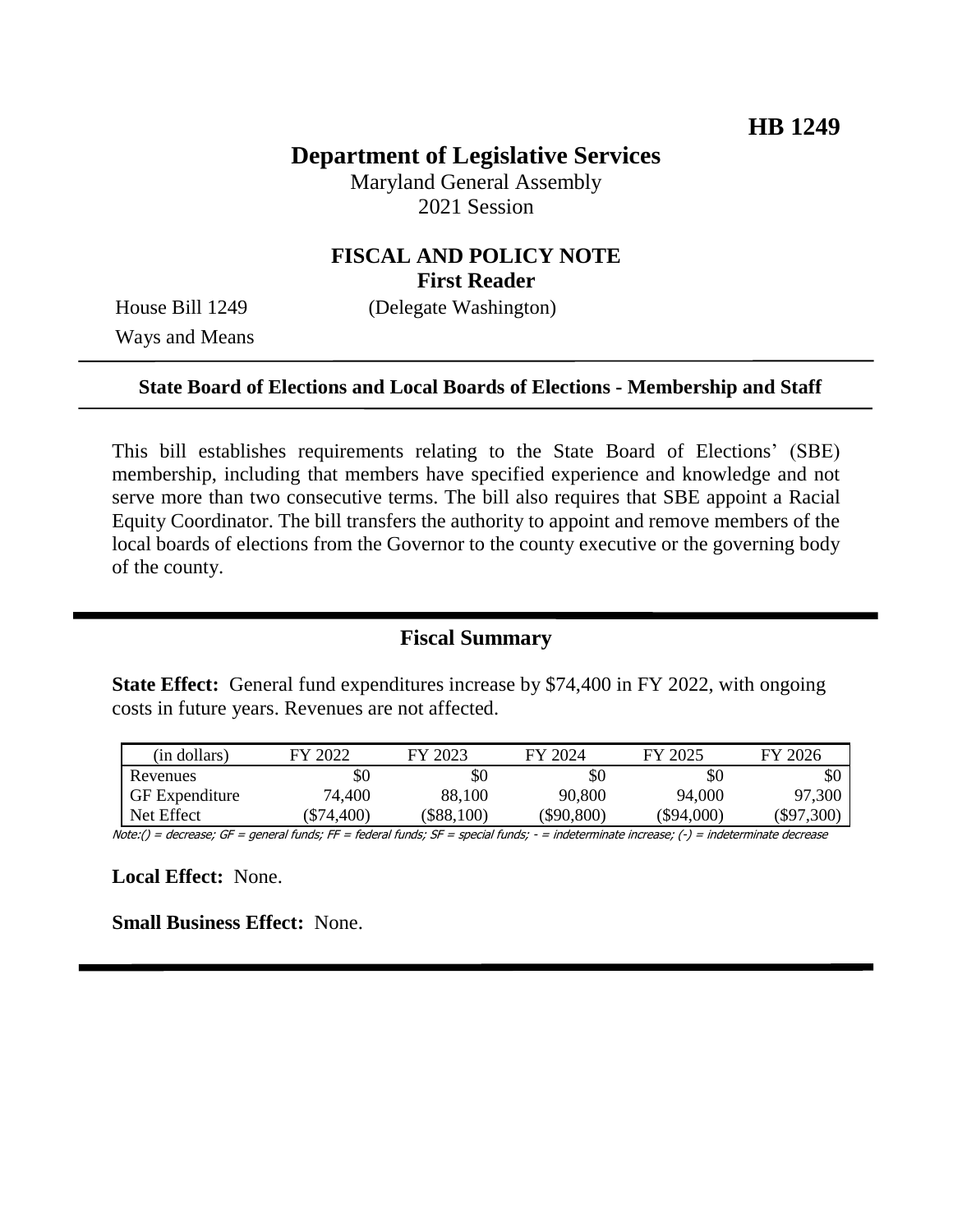**HB 1249**

# Department of Legislative Services

Maryland General Assembly
2021 Session

## FISCAL AND POLICY NOTE
**First Reader**

House Bill 1249 (Delegate Washington)
Ways and Means

**State Board of Elections and Local Boards of Elections - Membership and Staff**

This bill establishes requirements relating to the State Board of Elections' (SBE) membership, including that members have specified experience and knowledge and not serve more than two consecutive terms. The bill also requires that SBE appoint a Racial Equity Coordinator. The bill transfers the authority to appoint and remove members of the local boards of elections from the Governor to the county executive or the governing body of the county.

## Fiscal Summary

**State Effect:** General fund expenditures increase by $74,400 in FY 2022, with ongoing costs in future years. Revenues are not affected.

| (in dollars) | FY 2022 | FY 2023 | FY 2024 | FY 2025 | FY 2026 |
|---|---|---|---|---|---|
| Revenues | $0 | $0 | $0 | $0 | $0 |
| GF Expenditure | 74,400 | 88,100 | 90,800 | 94,000 | 97,300 |
| Net Effect | ($74,400) | ($88,100) | ($90,800) | ($94,000) | ($97,300) |

Note:() = decrease; GF = general funds; FF = federal funds; SF = special funds; - = indeterminate increase; (-) = indeterminate decrease

**Local Effect:** None.

**Small Business Effect:** None.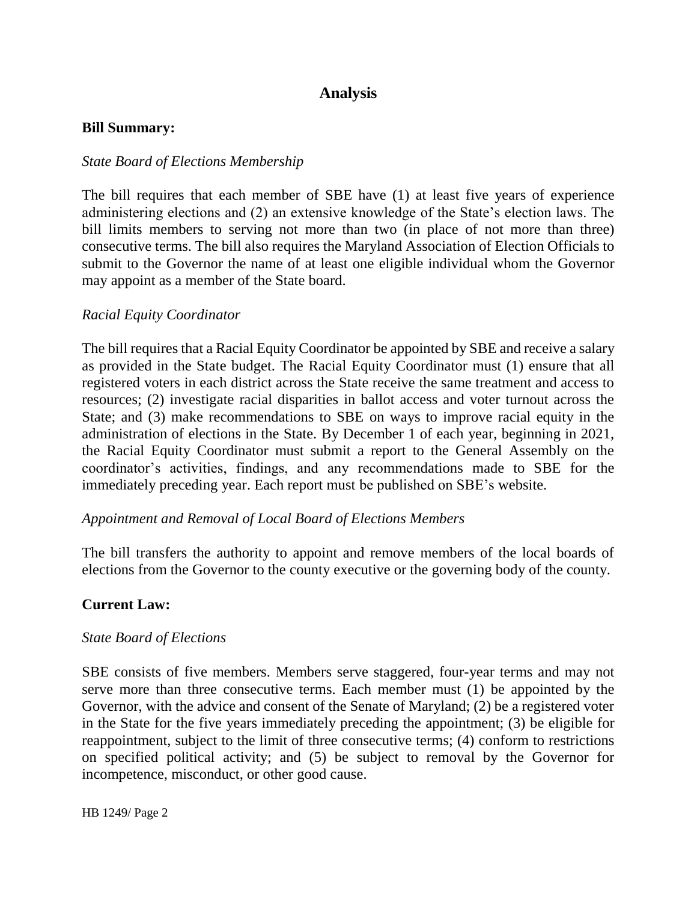## Analysis

**Bill Summary:**

*State Board of Elections Membership*

The bill requires that each member of SBE have (1) at least five years of experience administering elections and (2) an extensive knowledge of the State's election laws. The bill limits members to serving not more than two (in place of not more than three) consecutive terms. The bill also requires the Maryland Association of Election Officials to submit to the Governor the name of at least one eligible individual whom the Governor may appoint as a member of the State board.

*Racial Equity Coordinator*

The bill requires that a Racial Equity Coordinator be appointed by SBE and receive a salary as provided in the State budget. The Racial Equity Coordinator must (1) ensure that all registered voters in each district across the State receive the same treatment and access to resources; (2) investigate racial disparities in ballot access and voter turnout across the State; and (3) make recommendations to SBE on ways to improve racial equity in the administration of elections in the State. By December 1 of each year, beginning in 2021, the Racial Equity Coordinator must submit a report to the General Assembly on the coordinator's activities, findings, and any recommendations made to SBE for the immediately preceding year. Each report must be published on SBE's website.

*Appointment and Removal of Local Board of Elections Members*

The bill transfers the authority to appoint and remove members of the local boards of elections from the Governor to the county executive or the governing body of the county.

**Current Law:**

*State Board of Elections*

SBE consists of five members. Members serve staggered, four-year terms and may not serve more than three consecutive terms. Each member must (1) be appointed by the Governor, with the advice and consent of the Senate of Maryland; (2) be a registered voter in the State for the five years immediately preceding the appointment; (3) be eligible for reappointment, subject to the limit of three consecutive terms; (4) conform to restrictions on specified political activity; and (5) be subject to removal by the Governor for incompetence, misconduct, or other good cause.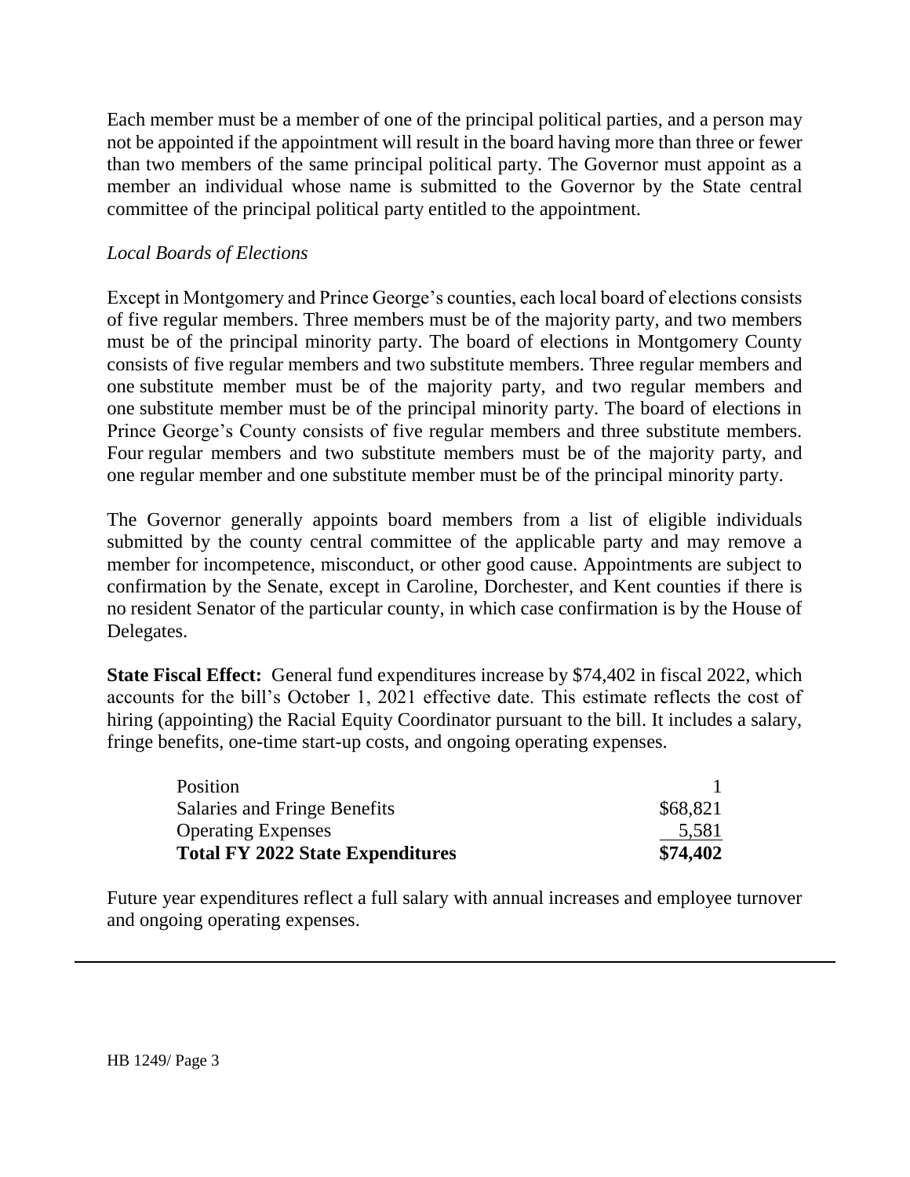Each member must be a member of one of the principal political parties, and a person may not be appointed if the appointment will result in the board having more than three or fewer than two members of the same principal political party. The Governor must appoint as a member an individual whose name is submitted to the Governor by the State central committee of the principal political party entitled to the appointment.

*Local Boards of Elections*

Except in Montgomery and Prince George's counties, each local board of elections consists of five regular members. Three members must be of the majority party, and two members must be of the principal minority party. The board of elections in Montgomery County consists of five regular members and two substitute members. Three regular members and one substitute member must be of the majority party, and two regular members and one substitute member must be of the principal minority party. The board of elections in Prince George's County consists of five regular members and three substitute members. Four regular members and two substitute members must be of the majority party, and one regular member and one substitute member must be of the principal minority party.

The Governor generally appoints board members from a list of eligible individuals submitted by the county central committee of the applicable party and may remove a member for incompetence, misconduct, or other good cause. Appointments are subject to confirmation by the Senate, except in Caroline, Dorchester, and Kent counties if there is no resident Senator of the particular county, in which case confirmation is by the House of Delegates.

**State Fiscal Effect:** General fund expenditures increase by $74,402 in fiscal 2022, which accounts for the bill's October 1, 2021 effective date. This estimate reflects the cost of hiring (appointing) the Racial Equity Coordinator pursuant to the bill. It includes a salary, fringe benefits, one-time start-up costs, and ongoing operating expenses.

| | |
|---|---|
| Position | 1 |
| Salaries and Fringe Benefits | $68,821 |
| Operating Expenses | 5,581 |
| **Total FY 2022 State Expenditures** | **$74,402** |

Future year expenditures reflect a full salary with annual increases and employee turnover and ongoing operating expenses.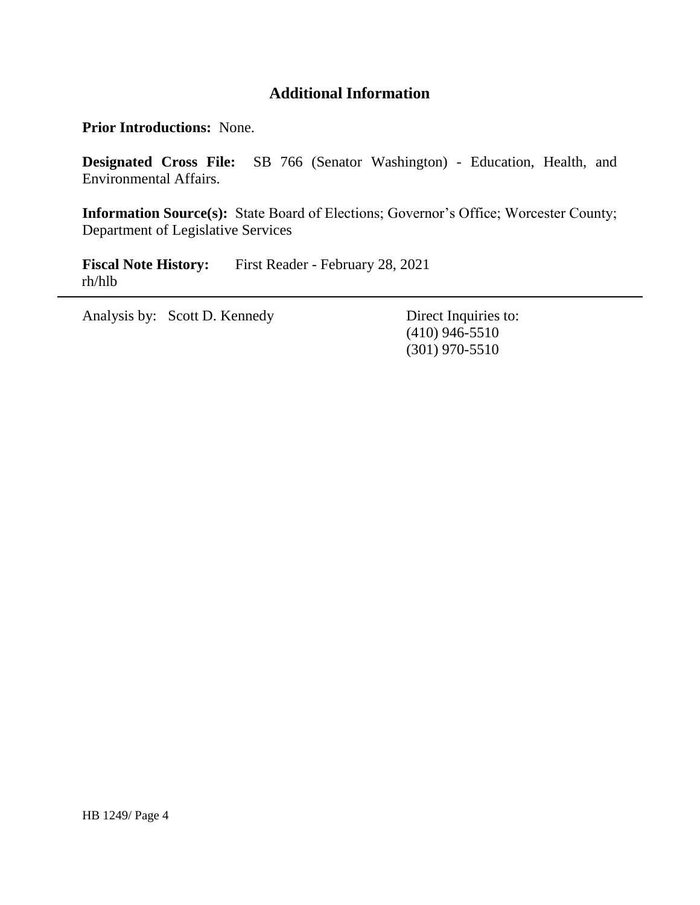## Additional Information

**Prior Introductions:** None.

**Designated Cross File:** SB 766 (Senator Washington) - Education, Health, and Environmental Affairs.

**Information Source(s):** State Board of Elections; Governor's Office; Worcester County; Department of Legislative Services

**Fiscal Note History:** First Reader - February 28, 2021
rh/hlb

---

Analysis by: Scott D. Kennedy

Direct Inquiries to:
(410) 946-5510
(301) 970-5510